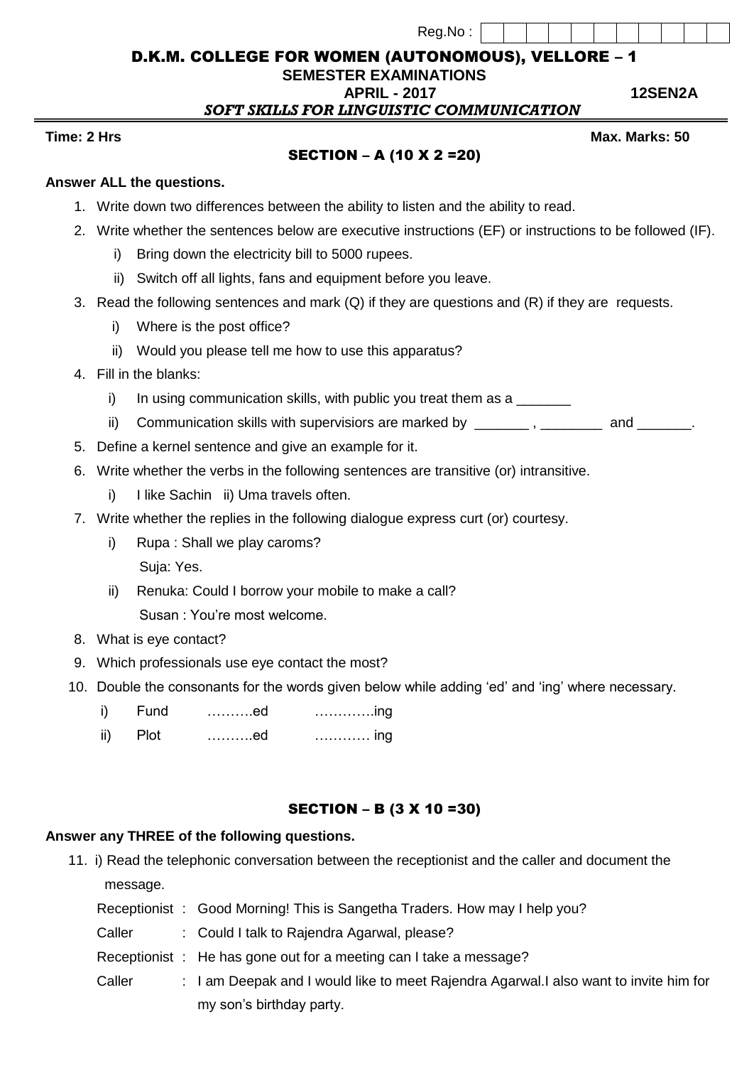Reg.No :

# D.K.M. COLLEGE FOR WOMEN (AUTONOMOUS), VELLORE – 1

**SEMESTER EXAMINATIONS**

**APRIL - 2017** **12SEN2A**

***SOFT SKILLS FOR LINGUISTIC COMMUNICATION***

**Time: 2 Hrs** **Max. Marks: 50**

## SECTION – A (10 X 2 =20)

**Answer ALL the questions.**

1. Write down two differences between the ability to listen and the ability to read.
2. Write whether the sentences below are executive instructions (EF) or instructions to be followed (IF).
   i) Bring down the electricity bill to 5000 rupees.
   ii) Switch off all lights, fans and equipment before you leave.
3. Read the following sentences and mark (Q) if they are questions and (R) if they are requests.
   i) Where is the post office?
   ii) Would you please tell me how to use this apparatus?
4. Fill in the blanks:
   i) In using communication skills, with public you treat them as a _______
   ii) Communication skills with supervisiors are marked by _______ , ________ and _______.
5. Define a kernel sentence and give an example for it.
6. Write whether the verbs in the following sentences are transitive (or) intransitive.
   i) I like Sachin ii) Uma travels often.
7. Write whether the replies in the following dialogue express curt (or) courtesy.
   i) Rupa : Shall we play caroms?
      Suja: Yes.
   ii) Renuka: Could I borrow your mobile to make a call?
      Susan : You're most welcome.
8. What is eye contact?
9. Which professionals use eye contact the most?
10. Double the consonants for the words given below while adding 'ed' and 'ing' where necessary.
    i) Fund ……….ed ………….ing
    ii) Plot ……….ed ………… ing

## SECTION – B (3 X 10 =30)

**Answer any THREE of the following questions.**

11. i) Read the telephonic conversation between the receptionist and the caller and document the message.

    Receptionist : Good Morning! This is Sangetha Traders. How may I help you?
    
    Caller : Could I talk to Rajendra Agarwal, please?
    
    Receptionist : He has gone out for a meeting can I take a message?
    
    Caller : I am Deepak and I would like to meet Rajendra Agarwal.I also want to invite him for my son's birthday party.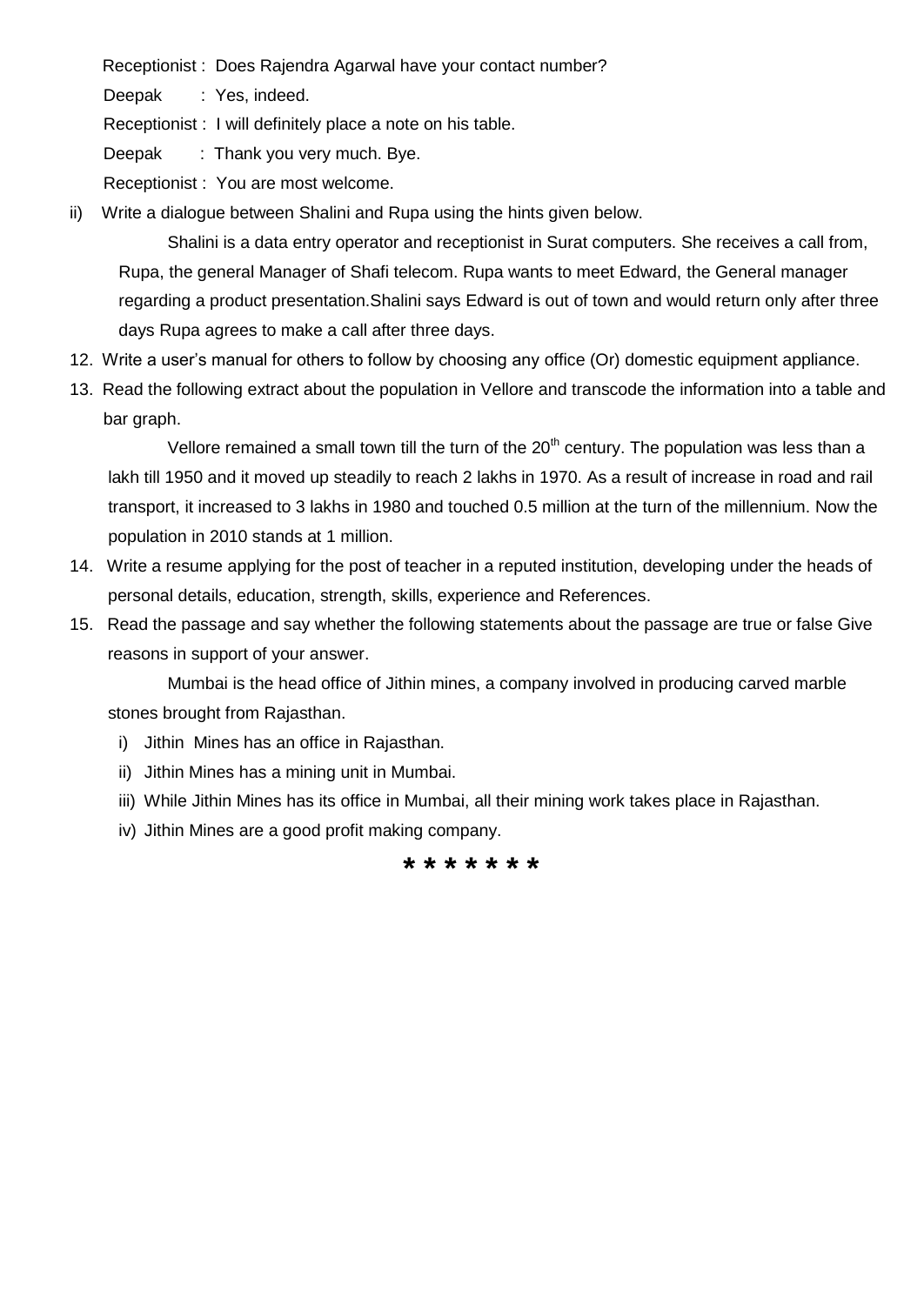Receptionist : Does Rajendra Agarwal have your contact number?

Deepak : Yes, indeed.

Receptionist : I will definitely place a note on his table.

Deepak : Thank you very much. Bye.

Receptionist : You are most welcome.

ii) Write a dialogue between Shalini and Rupa using the hints given below.

Shalini is a data entry operator and receptionist in Surat computers. She receives a call from, Rupa, the general Manager of Shafi telecom. Rupa wants to meet Edward, the General manager regarding a product presentation.Shalini says Edward is out of town and would return only after three days Rupa agrees to make a call after three days.

12. Write a user's manual for others to follow by choosing any office (Or) domestic equipment appliance.

13. Read the following extract about the population in Vellore and transcode the information into a table and bar graph.

Vellore remained a small town till the turn of the 20th century. The population was less than a lakh till 1950 and it moved up steadily to reach 2 lakhs in 1970. As a result of increase in road and rail transport, it increased to 3 lakhs in 1980 and touched 0.5 million at the turn of the millennium. Now the population in 2010 stands at 1 million.

14. Write a resume applying for the post of teacher in a reputed institution, developing under the heads of personal details, education, strength, skills, experience and References.

15. Read the passage and say whether the following statements about the passage are true or false Give reasons in support of your answer.

Mumbai is the head office of Jithin mines, a company involved in producing carved marble stones brought from Rajasthan.

i) Jithin Mines has an office in Rajasthan.
ii) Jithin Mines has a mining unit in Mumbai.
iii) While Jithin Mines has its office in Mumbai, all their mining work takes place in Rajasthan.
iv) Jithin Mines are a good profit making company.

* * * * * * *